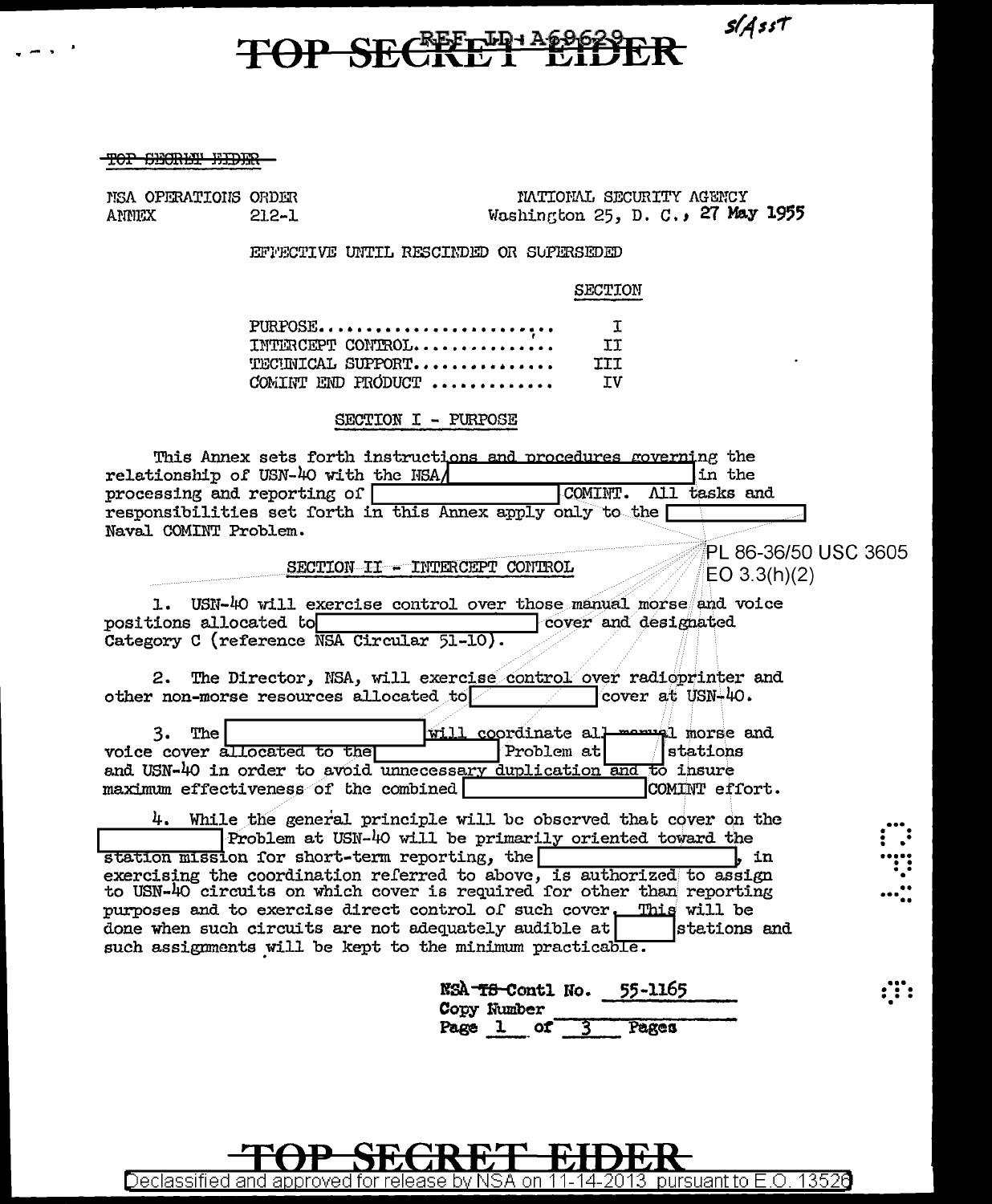TOP SECRET EIDER

REF ID: A69629

S/Asst

~~TOP SECRET EIDER~~

NSA OPERATIONS ORDER
ANNEX 212-1

NATIONAL SECURITY AGENCY
Washington 25, D. C., 27 May 1955

EFFECTIVE UNTIL RESCINDED OR SUPERSEDED

| | SECTION |
|---|---|
| PURPOSE........................ | I |
| INTERCEPT CONTROL.............. | II |
| TECHNICAL SUPPORT.............. | III |
| COMINT END PRODUCT ............ | IV |

## SECTION I - PURPOSE

This Annex sets forth instructions and procedures governing the relationship of USN-40 with the NSA/[          ] in the processing and reporting of [          ] COMINT. All tasks and responsibilities set forth in this Annex apply only to the [          ] Naval COMINT Problem.

PL 86-36/50 USC 3605
EO 3.3(h)(2)

## SECTION II - INTERCEPT CONTROL

1. USN-40 will exercise control over those manual morse and voice positions allocated to [          ] cover and designated Category C (reference NSA Circular 51-10).

2. The Director, NSA, will exercise control over radioprinter and other non-morse resources allocated to [          ] cover at USN-40.

3. The [          ] will coordinate all manual morse and voice cover allocated to the [          ] Problem at [          ] stations and USN-40 in order to avoid unnecessary duplication and to insure maximum effectiveness of the combined [          ] COMINT effort.

4. While the general principle will be observed that cover on the [          ] Problem at USN-40 will be primarily oriented toward the station mission for short-term reporting, the [          ], in exercising the coordination referred to above, is authorized to assign to USN-40 circuits on which cover is required for other than reporting purposes and to exercise direct control of such cover. This will be done when such circuits are not adequately audible at [          ] stations and such assignments will be kept to the minimum practicable.

NSA ~~TS~~ Contl No. 55-1165
Copy Number

TOP SECRET EIDER

Declassified and approved for release by NSA on 11-14-2013 pursuant to E.O. 13526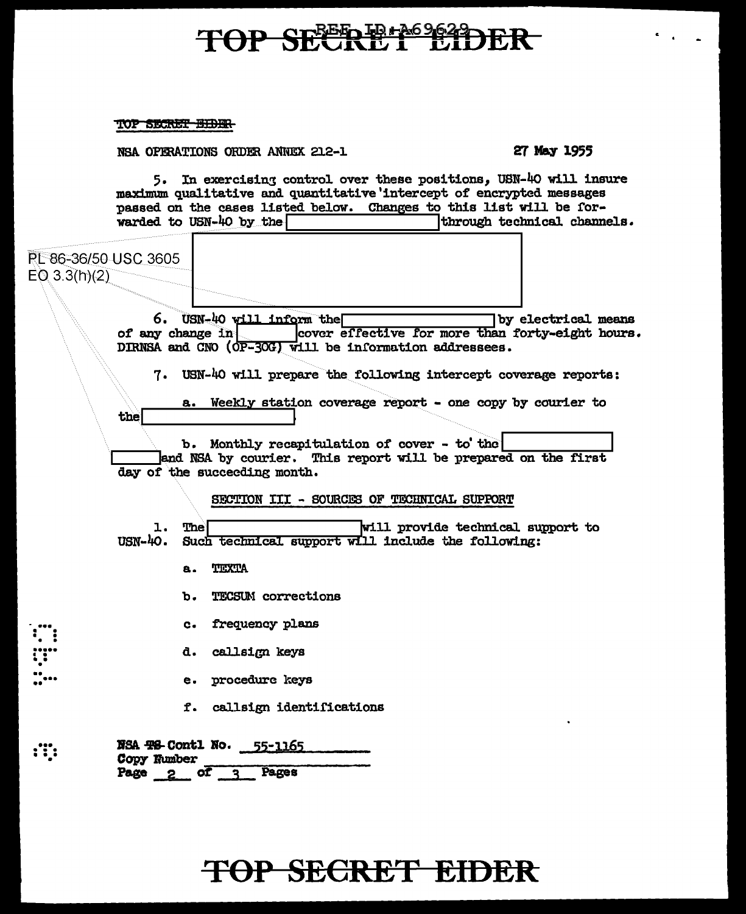~~TOP SECRET EIDER~~

NSA OPERATIONS ORDER ANNEX 212-1 27 May 1955

5. In exercising control over these positions, USN-40 will insure maximum qualitative and quantitative intercept of encrypted messages passed on the cases listed below. Changes to this list will be forwarded to USN-40 by the [REDACTED] through technical channels.

PL 86-36/50 USC 3605
EO 3.3(h)(2)

[REDACTED]

6. USN-40 will inform the [REDACTED] by electrical means of any change in [REDACTED] cover effective for more than forty-eight hours. DIRNSA and CNO (OP-30G) will be information addressees.

7. USN-40 will prepare the following intercept coverage reports:

a. Weekly station coverage report - one copy by courier to the [REDACTED]

b. Monthly recapitulation of cover - to the [REDACTED] [REDACTED] and NSA by courier. This report will be prepared on the first day of the succeeding month.

SECTION III - SOURCES OF TECHNICAL SUPPORT

1. The [REDACTED] will provide technical support to USN-40. Such technical support will include the following:

a. TEXTA

b. TECSUM corrections

c. frequency plans

d. callsign keys

e. procedure keys

f. callsign identifications

NSA ~~TS~~ Contl No. 55-1165
Copy Number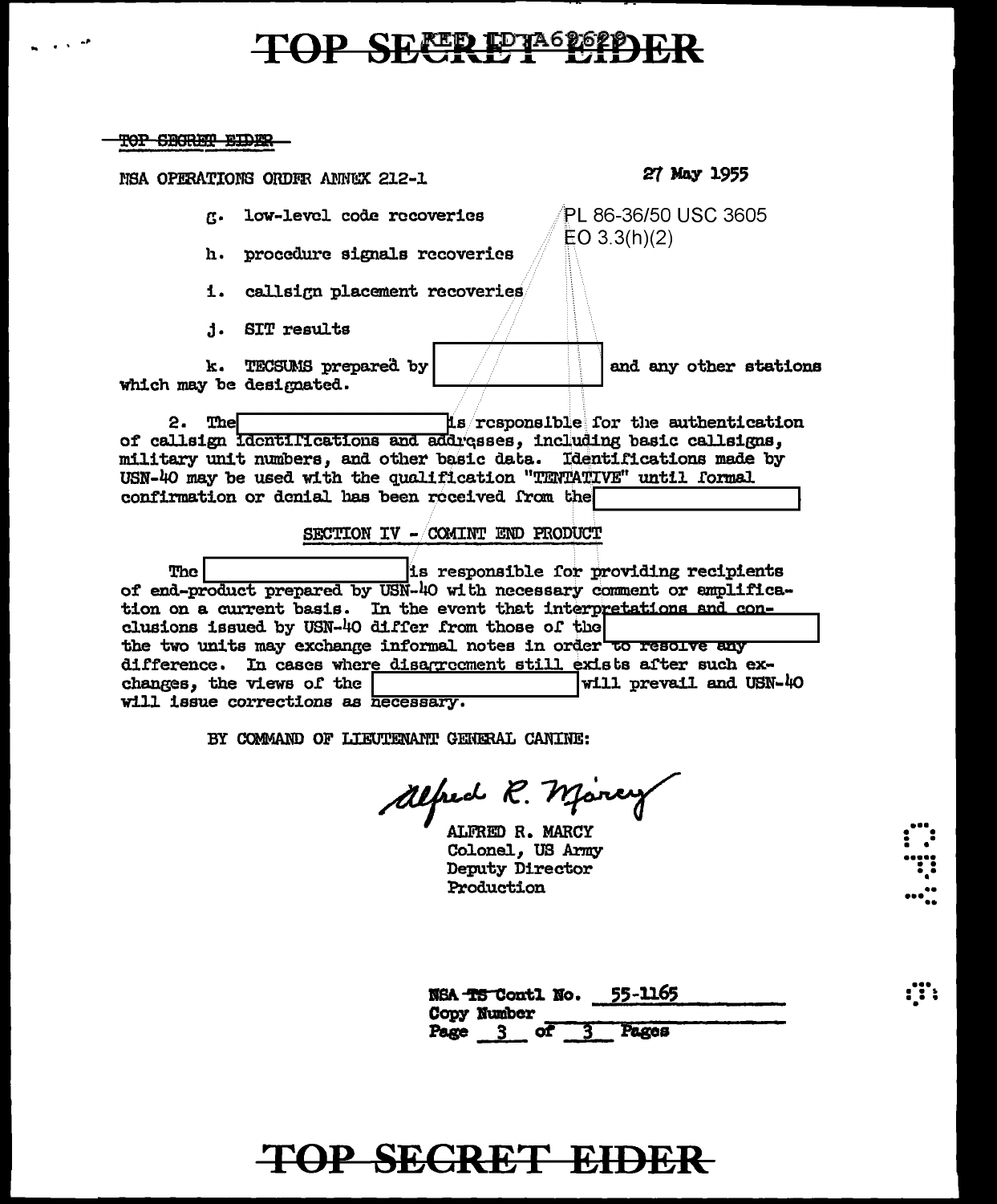TOP SECRET EIDER

NSA OPERATIONS ORDER ANNEX 212-1 — 27 May 1955

g. low-level code recoveries

PL 86-36/50 USC 3605
EO 3.3(h)(2)

h. procedure signals recoveries

i. callsign placement recoveries

j. SIT results

k. TECSUMS prepared by [REDACTED] and any other stations which may be designated.

2. The [REDACTED] is responsible for the authentication of callsign identifications and addresses, including basic callsigns, military unit numbers, and other basic data. Identifications made by USN-40 may be used with the qualification "TENTATIVE" until formal confirmation or denial has been received from the [REDACTED]

## SECTION IV - COMINT END PRODUCT

The [REDACTED] is responsible for providing recipients of end-product prepared by USN-40 with necessary comment or amplification on a current basis. In the event that interpretations and conclusions issued by USN-40 differ from those of the [REDACTED] the two units may exchange informal notes in order to resolve any difference. In cases where disagreement still exists after such exchanges, the views of the [REDACTED] will prevail and USN-40 will issue corrections as necessary.

BY COMMAND OF LIEUTENANT GENERAL CANINE:

*Alfred R. Marcy*

ALFRED R. MARCY
Colonel, US Army
Deputy Director
Production

NSA ~~TS~~ Contl No. 55-1165
Copy Number ______
Page 3 of 3 Pages

TOP SECRET EIDER